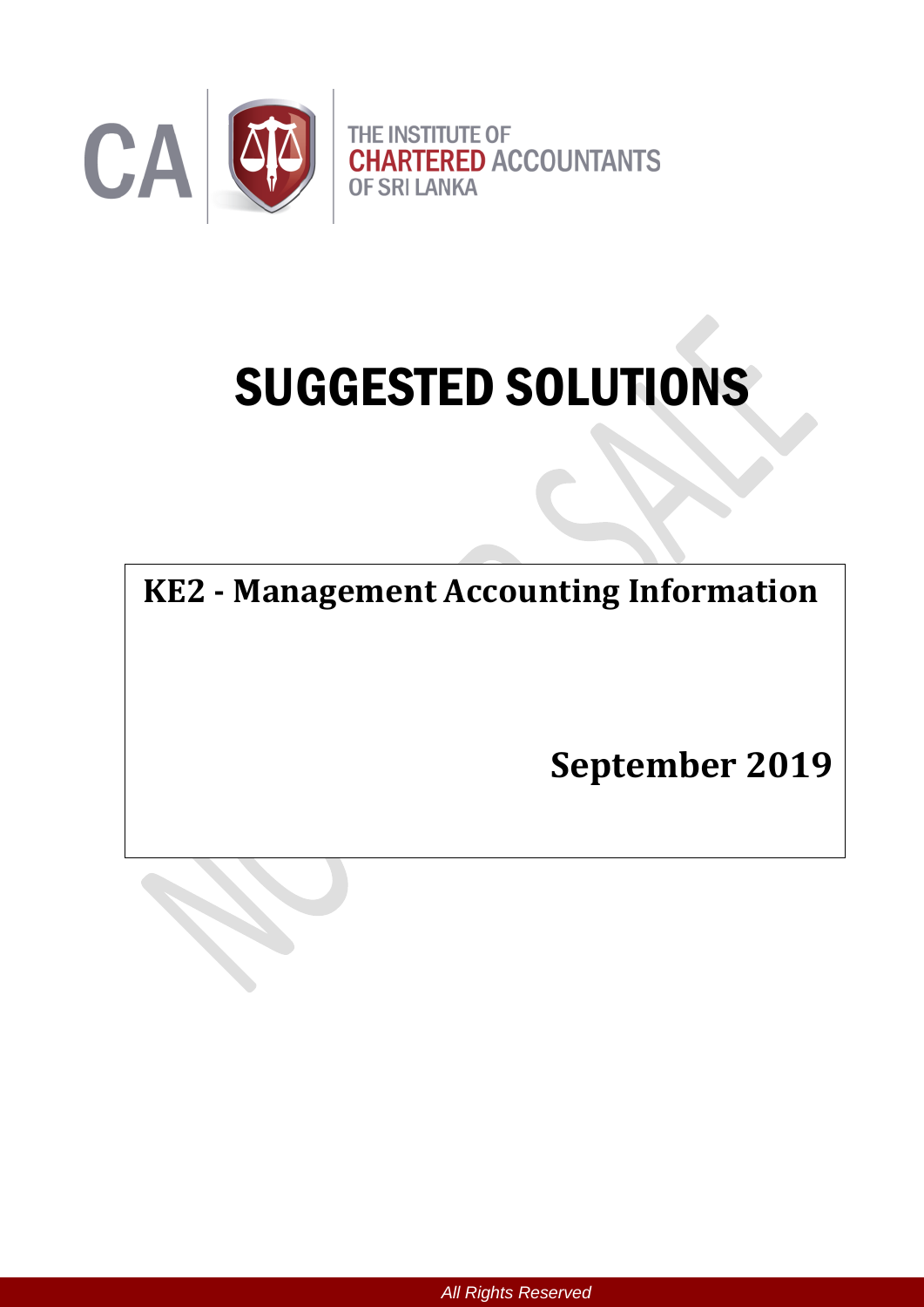THE INSTITUTE OF CHARTERED ACCOUNTANTS OF SRI LANKA

# SUGGESTED SOLUTIONS

**KE2 - Management Accounting Information**

**September 2019**

*All Rights Reserved*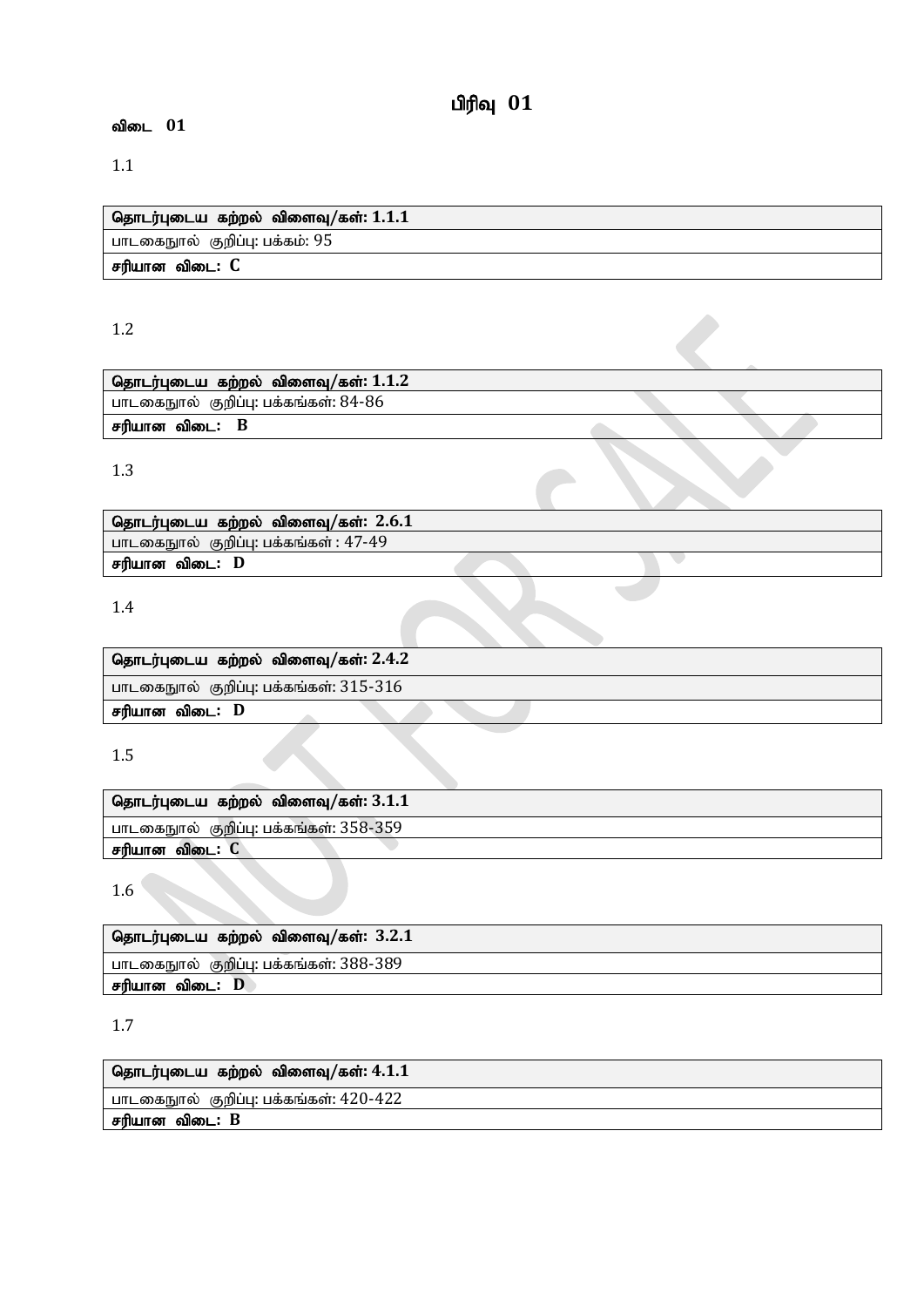# பிரிவு 01

**விடை 01**

1.1

| **தொடர்புடைய கற்றல் விளைவு/கள்: 1.1.1** |
|---|
| பாடகைநூல் குறிப்பு: பக்கம்: 95 |
| **சரியான விடை: C** |

1.2

| **தொடர்புடைய கற்றல் விளைவு/கள்: 1.1.2** |
|---|
| பாடகைநூல் குறிப்பு: பக்கங்கள்: 84-86 |
| **சரியான விடை: B** |

1.3

| **தொடர்புடைய கற்றல் விளைவு/கள்: 2.6.1** |
|---|
| பாடகைநூல் குறிப்பு: பக்கங்கள் : 47-49 |
| **சரியான விடை: D** |

1.4

| **தொடர்புடைய கற்றல் விளைவு/கள்: 2.4.2** |
|---|
| பாடகைநூல் குறிப்பு: பக்கங்கள்: 315-316 |
| **சரியான விடை: D** |

1.5

| **தொடர்புடைய கற்றல் விளைவு/கள்: 3.1.1** |
|---|
| பாடகைநூல் குறிப்பு: பக்கங்கள்: 358-359 |
| **சரியான விடை: C** |

1.6

| **தொடர்புடைய கற்றல் விளைவு/கள்: 3.2.1** |
|---|
| பாடகைநூல் குறிப்பு: பக்கங்கள்: 388-389 |
| **சரியான விடை: D** |

1.7

| **தொடர்புடைய கற்றல் விளைவு/கள்: 4.1.1** |
|---|
| பாடகைநூல் குறிப்பு: பக்கங்கள்: 420-422 |
| **சரியான விடை: B** |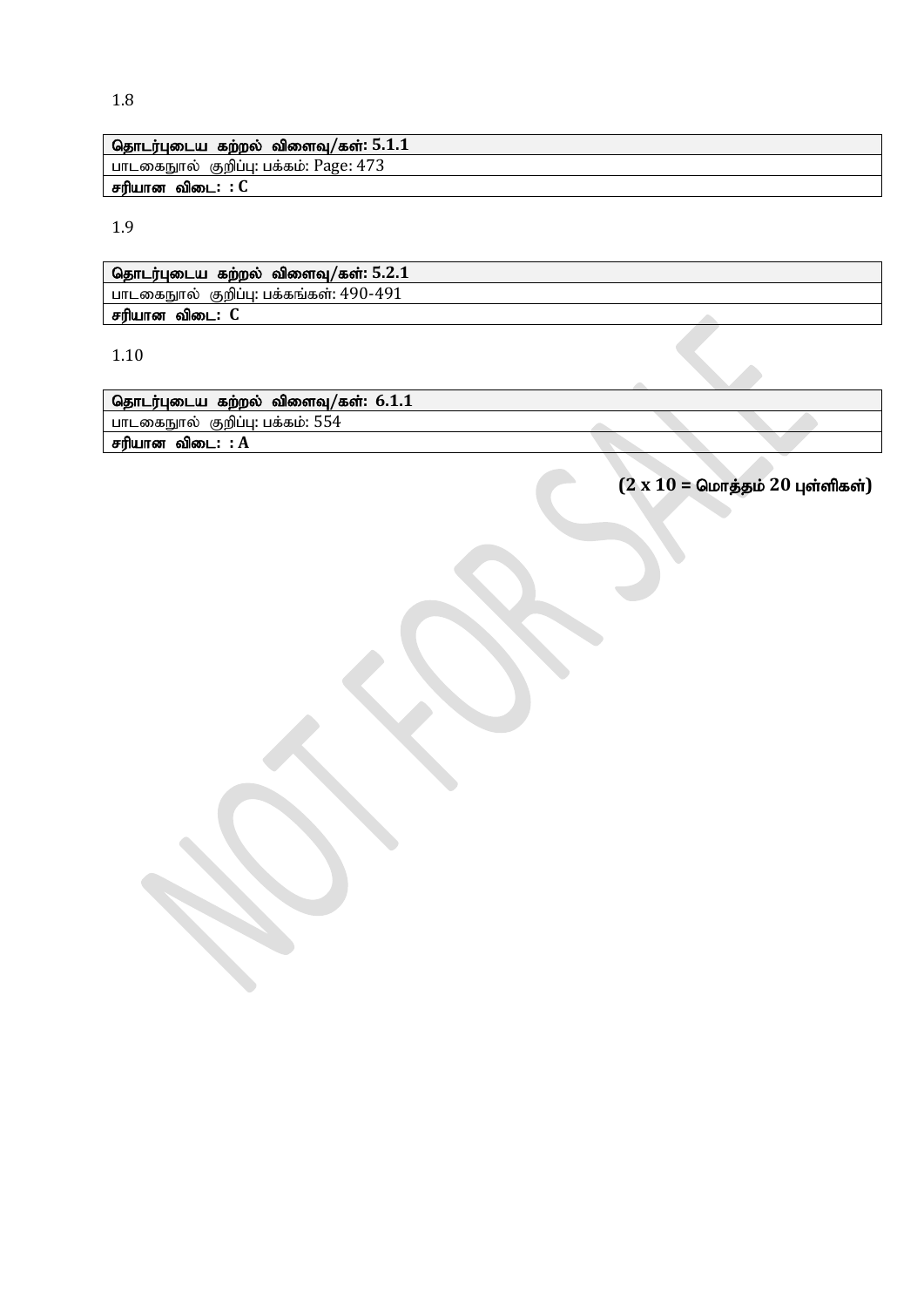1.8

| **தொடர்புடைய கற்றல் விளைவு/கள்: 5.1.1** |
|---|
| பாடகைநூல் குறிப்பு: பக்கம்: Page: 473 |
| **சரியான விடை: : C** |

1.9

| **தொடர்புடைய கற்றல் விளைவு/கள்: 5.2.1** |
|---|
| பாடகைநூல் குறிப்பு: பக்கங்கள்: 490-491 |
| **சரியான விடை: C** |

1.10

| **தொடர்புடைய கற்றல் விளைவு/கள்: 6.1.1** |
|---|
| பாடகைநூல் குறிப்பு: பக்கம்: 554 |
| **சரியான விடை: : A** |

**(2 x 10 = மொத்தம் 20 புள்ளிகள்)**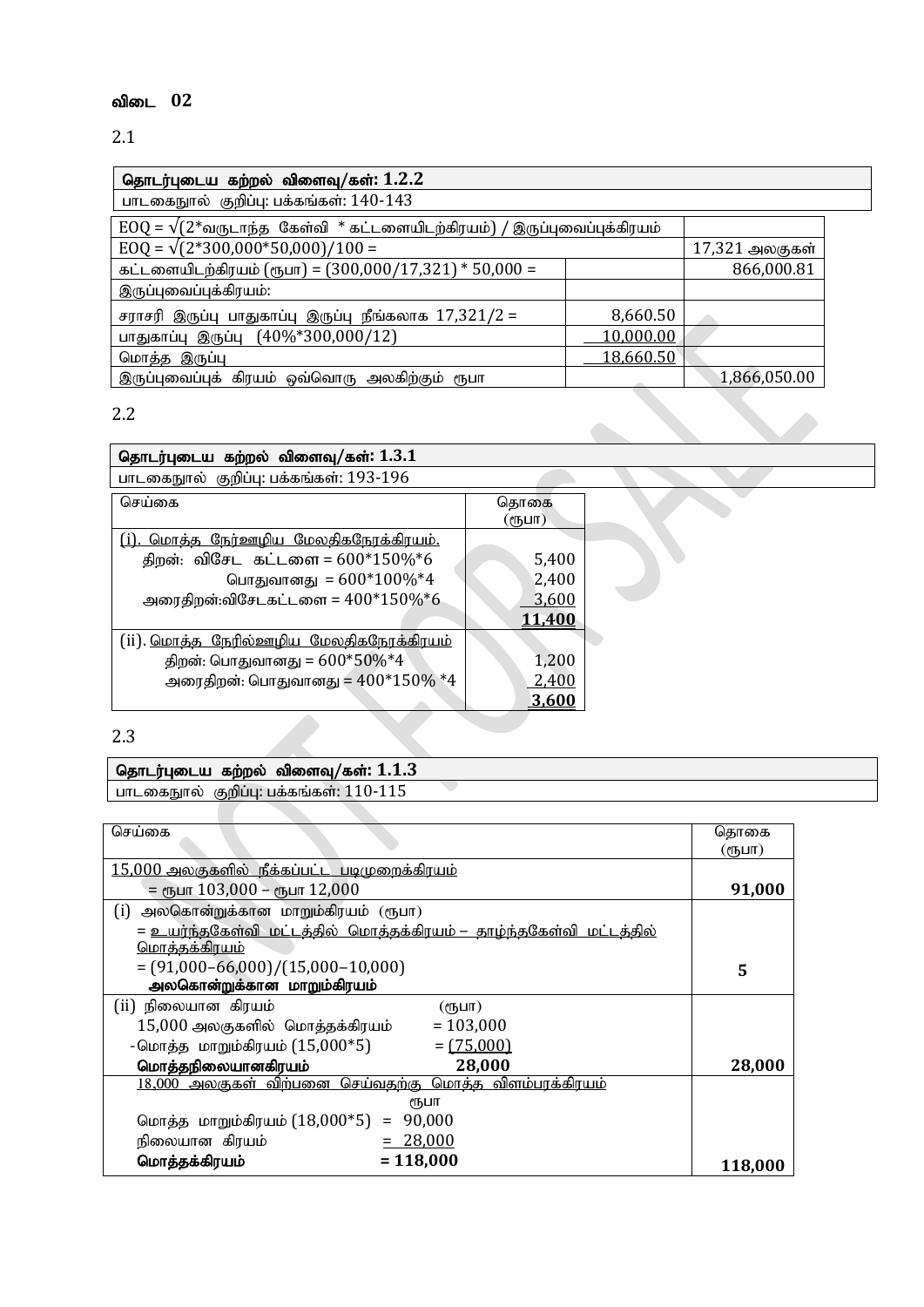## விடை 02

### 2.1

| தொடர்புடைய கற்றல் விளைவு/கள்: 1.2.2 |
|---|
| பாடகைநூல் குறிப்பு: பக்கங்கள்: 140-143 |

| EOQ = √(2*வருடாந்த கேள்வி * கட்டளையிடற்கிரயம்) / இருப்புவைப்புக்கிரயம் | | |
|---|---|---|
| EOQ = √(2*300,000*50,000)/100 = | | 17,321 அலகுகள் |
| கட்டளையிடற்கிரயம் (ரூபா) = (300,000/17,321) * 50,000 = | | 866,000.81 |
| இருப்புவைப்புக்கிரயம்: | | |
| சராசரி இருப்பு பாதுகாப்பு இருப்பு நீங்கலாக 17,321/2 = | 8,660.50 | |
| பாதுகாப்பு இருப்பு (40%*300,000/12) | 10,000.00 | |
| மொத்த இருப்பு | 18,660.50 | |
| இருப்புவைப்புக் கிரயம் ஒவ்வொரு அலகிற்கும் ரூபா | | 1,866,050.00 |

### 2.2

| தொடர்புடைய கற்றல் விளைவு/கள்: 1.3.1 |
|---|
| பாடகைநூல் குறிப்பு: பக்கங்கள்: 193-196 |

| செய்கை | தொகை (ரூபா) |
|---|---|
| (i). மொத்த நேர்ஊழிய மேலதிகநேரக்கிரயம். | |
| திறன்: விசேட கட்டளை = 600*150%*6 | 5,400 |
| பொதுவானது = 600*100%*4 | 2,400 |
| அரைதிறன்:விசேடகட்டளை = 400*150%*6 | 3,600 |
| | **11,400** |
| (ii). மொத்த நேரில்ஊழிய மேலதிகநேரக்கிரயம் | |
| திறன்: பொதுவானது = 600*50%*4 | 1,200 |
| அரைதிறன்: பொதுவானது = 400*150% *4 | 2,400 |
| | **3,600** |

### 2.3

| தொடர்புடைய கற்றல் விளைவு/கள்: 1.1.3 |
|---|
| பாடகைநூல் குறிப்பு: பக்கங்கள்: 110-115 |

| செய்கை | தொகை (ரூபா) |
|---|---|
| 15,000 அலகுகளில் நீக்கப்பட்ட படிமுறைக்கிரயம் = ரூபா 103,000 – ரூபா 12,000 | **91,000** |
| (i) அலகொன்றுக்கான மாறும்கிரயம் (ரூபா) = உயர்ந்தகேள்வி மட்டத்தில் மொத்தக்கிரயம் – தாழ்ந்தகேள்வி மட்டத்தில் மொத்தக்கிரயம் = (91,000–66,000)/(15,000–10,000) **அலகொன்றுக்கான மாறும்கிரயம்** | **5** |
| (ii) நிலையான கிரயம் (ரூபா)<br>15,000 அலகுகளில் மொத்தக்கிரயம் = 103,000<br>-மொத்த மாறும்கிரயம் (15,000*5) = (75,000)<br>**மொத்தநிலையானகிரயம் 28,000** | **28,000** |
| 18,000 அலகுகள் விற்பனை செய்வதற்கு மொத்த விளம்பரக்கிரயம் ரூபா<br>மொத்த மாறும்கிரயம் (18,000*5) = 90,000<br>நிலையான கிரயம் = 28,000<br>**மொத்தக்கிரயம் = 118,000** | **118,000** |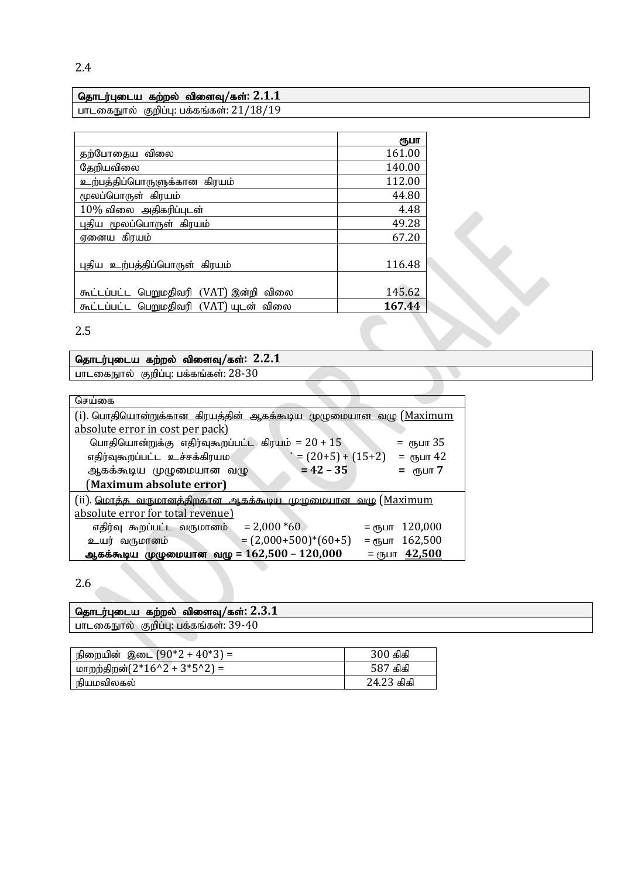2.4

| தொடர்புடைய கற்றல் விளைவு/கள்: 2.1.1 |
|---|
| பாடகைநூல் குறிப்பு: பக்கங்கள்: 21/18/19 |

| | ரூபா |
|---|---:|
| தற்போதைய விலை | 161.00 |
| தேறியவிலை | 140.00 |
| உற்பத்திப்பொருளுக்கான கிரயம் | 112.00 |
| மூலப்பொருள் கிரயம் | 44.80 |
| 10% விலை அதிகரிப்புடன் | 4.48 |
| புதிய மூலப்பொருள் கிரயம் | 49.28 |
| ஏனைய கிரயம் | 67.20 |
| புதிய உற்பத்திப்பொருள் கிரயம் | 116.48 |
| கூட்டப்பட்ட பெறுமதிவரி (VAT) இன்றி விலை | 145.62 |
| கூட்டப்பட்ட பெறுமதிவரி (VAT) யுடன் விலை | **167.44** |

2.5

| தொடர்புடைய கற்றல் விளைவு/கள்: 2.2.1 |
|---|
| பாடகைநூல் குறிப்பு: பக்கங்கள்: 28-30 |

| செய்கை | | |
|---|---|---|
| (i). பொதியொன்றுக்கான கிரயத்தின் ஆகக்கூடிய முழுமையான வழு (Maximum absolute error in cost per pack) | | |
| பொதியொன்றுக்கு எதிர்வுகூறப்பட்ட கிரயம் | = 20 + 15 | = ரூபா 35 |
| எதிர்வுகூறப்பட்ட உச்சக்கிரயம | = (20+5) + (15+2) | = ரூபா 42 |
| ஆகக்கூடிய முழுமையான வழு (**Maximum absolute error**) | **= 42 – 35** | **= ரூபா 7** |
| (ii). மொத்த வருமானத்திற்கான ஆகக்கூடிய முழுமையான வழு (Maximum absolute error for total revenue) | | |
| எதிர்வு கூறப்பட்ட வருமானம் | = 2,000 *60 | = ரூபா 120,000 |
| உயர் வருமானம் | = (2,000+500)*(60+5) | = ரூபா 162,500 |
| **ஆகக்கூடிய முழுமையான வழு** | **= 162,500 – 120,000** | = ரூபா **42,500** |

2.6

| தொடர்புடைய கற்றல் விளைவு/கள்: 2.3.1 |
|---|
| பாடகைநூல் குறிப்பு: பக்கங்கள்: 39-40 |

| | |
|---|---|
| நிறையின் இடை (90*2 + 40*3) = | 300 கிகி |
| மாறற்திறன்(2*16^2 + 3*5^2) = | 587 கிகி |
| நியமவிலகல் | 24.23 கிகி |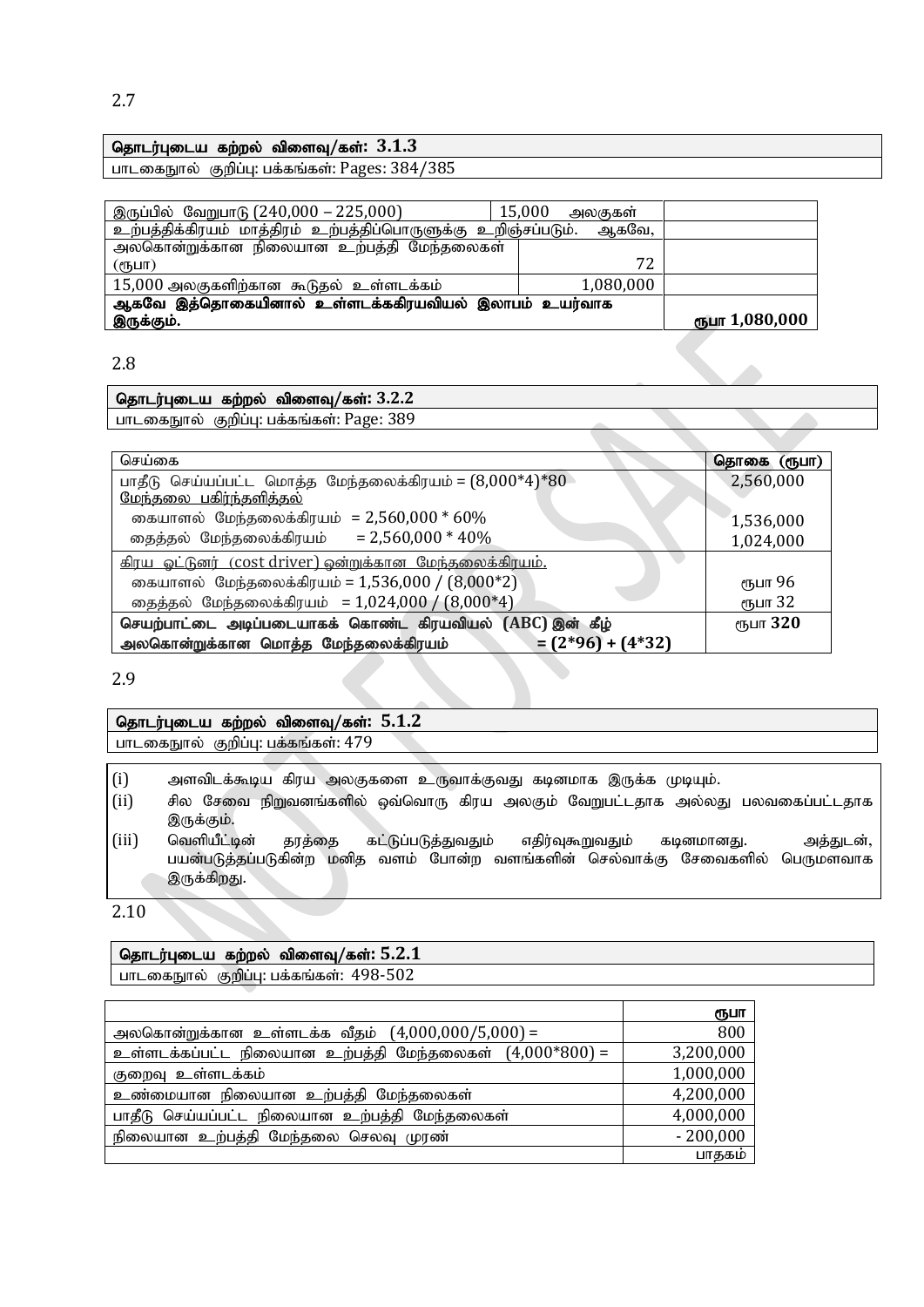2.7

| தொடர்புடைய கற்றல் விளைவு/கள்: 3.1.3 |
|---|
| பாடகைநூல் குறிப்பு: பக்கங்கள்: Pages: 384/385 |

| இருப்பில் வேறுபாடு (240,000 – 225,000) | 15,000 அலகுகள் | |
|---|---|---|
| உற்பத்திக்கிரயம் மாத்திரம் உற்பத்திப்பொருளுக்கு உறிஞ்சப்படும். ஆகவே, அலகொன்றுக்கான நிலையான உற்பத்தி மேந்தலைகள் (ரூபா) | 72 | |
| 15,000 அலகுகளிற்கான கூடுதல் உள்ளடக்கம் | 1,080,000 | |
| **ஆகவே இத்தொகையினால் உள்ளடக்ககிரயவியல் இலாபம் உயர்வாக இருக்கும்.** | | **ரூபா 1,080,000** |

2.8

| தொடர்புடைய கற்றல் விளைவு/கள்: 3.2.2 |
|---|
| பாடகைநூல் குறிப்பு: பக்கங்கள்: Page: 389 |

| செய்கை | **தொகை (ரூபா)** |
|---|---|
| பாதீடு செய்யப்பட்ட மொத்த மேந்தலைக்கிரயம் = (8,000*4)*80 | 2,560,000 |
| <u>மேந்தலை பகிர்ந்தளித்தல்</u> | |
| கையாளல் மேந்தலைக்கிரயம் = 2,560,000 * 60% | 1,536,000 |
| தைத்தல் மேந்தலைக்கிரயம் = 2,560,000 * 40% | 1,024,000 |
| <u>கிரய ஓட்டுனர் (cost driver) ஒன்றுக்கான மேந்தலைக்கிரயம்.</u> | |
| கையாளல் மேந்தலைக்கிரயம் = 1,536,000 / (8,000*2) | ரூபா 96 |
| தைத்தல் மேந்தலைக்கிரயம் = 1,024,000 / (8,000*4) | ரூபா 32 |
| **செயற்பாட்டை அடிப்படையாகக் கொண்ட கிரயவியல் (ABC) இன் கீழ் அலகொன்றுக்கான மொத்த மேந்தலைக்கிரயம் = (2*96) + (4*32)** | **ரூபா 320** |

2.9

| தொடர்புடைய கற்றல் விளைவு/கள்: 5.1.2 |
|---|
| பாடகைநூல் குறிப்பு: பக்கங்கள்: 479 |

(i) அளவிடக்கூடிய கிரய அலகுகளை உருவாக்குவது கடினமாக இருக்க முடியும்.

(ii) சில சேவை நிறுவனங்களில் ஒவ்வொரு கிரய அலகும் வேறுபட்டதாக அல்லது பலவகைப்பட்டதாக இருக்கும்.

(iii) வெளியீட்டின் தரத்தை கட்டுப்படுத்துவதும் எதிர்வுகூறுவதும் கடினமானது. அத்துடன், பயன்படுத்தப்படுகின்ற மனித வளம் போன்ற வளங்களின் செல்வாக்கு சேவைகளில் பெருமளவாக இருக்கிறது.

2.10

| தொடர்புடைய கற்றல் விளைவு/கள்: 5.2.1 |
|---|
| பாடகைநூல் குறிப்பு: பக்கங்கள்: 498-502 |

| | ரூபா |
|---|---|
| அலகொன்றுக்கான உள்ளடக்க வீதம் (4,000,000/5,000) = | 800 |
| உள்ளடக்கப்பட்ட நிலையான உற்பத்தி மேந்தலைகள் (4,000*800) = | 3,200,000 |
| குறைவு உள்ளடக்கம் | 1,000,000 |
| உண்மையான நிலையான உற்பத்தி மேந்தலைகள் | 4,200,000 |
| பாதீடு செய்யப்பட்ட நிலையான உற்பத்தி மேந்தலைகள் | 4,000,000 |
| நிலையான உற்பத்தி மேந்தலை செலவு முரண் | - 200,000 |
| | பாதகம் |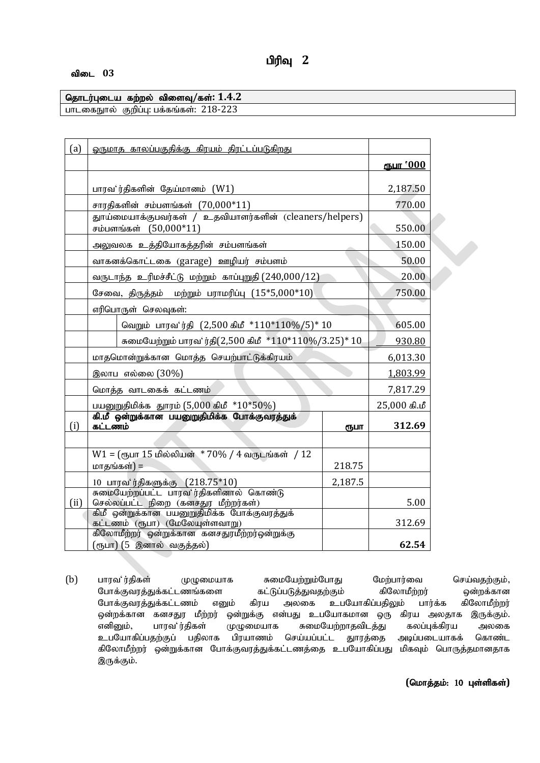# பிரிவு 2

**விடை 03**

| தொடர்புடைய கற்றல் விளைவு/கள்: 1.4.2 |
|---|
| பாடகைநூல் குறிப்பு: பக்கங்கள்: 218-223 |

| (a) | ஒருமாத காலப்பகுதிக்கு கிரயம் திரட்டப்படுகிறது | | | |
|---|---|---|---|---|
| | | | | ரூபா '000 |
| | பாரவ'ர்திகளின் தேய்மானம் (W1) | | | 2,187.50 |
| | சாரதிகளின் சம்பளங்கள் (70,000*11) | | | 770.00 |
| | துாய்மையாக்குபவர்கள் / உதவியாளர்களின் (cleaners/helpers) சம்பளங்கள் (50,000*11) | | | 550.00 |
| | அலுவலக உத்தியோகத்தரின் சம்பளங்கள் | | | 150.00 |
| | வாகனக்கொட்டகை (garage) ஊழியர் சம்பளம் | | | 50.00 |
| | வருடாந்த உரிமச்சீட்டு மற்றும் காப்புறுதி (240,000/12) | | | 20.00 |
| | சேவை, திருத்தம் மற்றும் பராமரிப்பு (15*5,000*10) | | | 750.00 |
| | எரிபொருள் செலவுகள்: | | | |
| | | வெறும் பாரவ'ர்தி (2,500 கிமீ *110*110%/5)* 10 | | 605.00 |
| | | சுமையேற்றும் பாரவ'ர்தி(2,500 கிமீ *110*110%/3.25)* 10 | | 930.80 |
| | மாதமொன்றுக்கான மொத்த செயற்பாட்டுக்கிரயம் | | | 6,013.30 |
| | இலாப எல்லை (30%) | | | 1,803.99 |
| | மொத்த வாடகைக் கட்டணம் | | | 7,817.29 |
| | பயனுறுதிமிக்க துாரம் (5,000 கிமீ *10*50%) | | | 25,000 கி.மீ |
| (i) | **கி.மீ ஒன்றுக்கான பயனுறுதிமிக்க போக்குவரத்துக் கட்டணம்** | | ரூபா | **312.69** |
| | | | | |
| | W1 = (ரூபா 15 மில்லியன் * 70% / 4 வருடங்கள் / 12 மாதங்கள்) = | | 218.75 | |
| | 10 பாரவ'ர்திகளுக்கு (218.75*10) | | 2,187.5 | |
| (ii) | சுமையேற்றப்பட்ட பாரவ'ர்திகளினால் கொண்டு செல்லப்பட்ட நிறை (கனசதுர மீற்றர்கள்) | | | 5.00 |
| | கிமீ ஒன்றுக்கான பயனுறுதிமிக்க போக்குவரத்துக் கட்டணம் (ரூபா) (மேலேயுள்ளவாறு) | | | 312.69 |
| | கிலோமீற்றர் ஒன்றுக்கான கனசதுரமீற்றர்ஒன்றுக்கு (ரூபா) (5 இனால் வகுத்தல்) | | | **62.54** |

(b) பாரவ'ர்திகள் முழுமையாக சுமையேற்றும்போது மேற்பார்வை செய்வதற்கும், போக்குவரத்துக்கட்டணங்களை கட்டுப்படுத்துவதற்கும் கிலோமீற்றர் ஒன்றக்கான போக்குவரத்துக்கட்டணம் எனும் கிரய அலகை உபயோகிப்பதிலும் பார்க்க கிலோமீற்றர் ஒன்றக்கான கனசதுர மீற்றர் ஒன்றுக்கு என்பது உபயோகமான ஒரு கிரய அலதாக இருக்கும். எனினும், பாரவ'ர்திகள் முழுமையாக சுமையேற்றாதவிடத்து கலப்புக்கிரய அலகை உபயோகிப்பதற்குப் பதிலாக பிரயாணம் செய்யப்பட்ட துாரத்தை அடிப்படையாகக் கொண்ட கிலோமீற்றர் ஒன்றுக்கான போக்குவரத்துக்கட்டணத்தை உபயோகிப்பது மிகவும் பொருத்தமானதாக இருக்கும்.

**(மொத்தம்: 10 புள்ளிகள்)**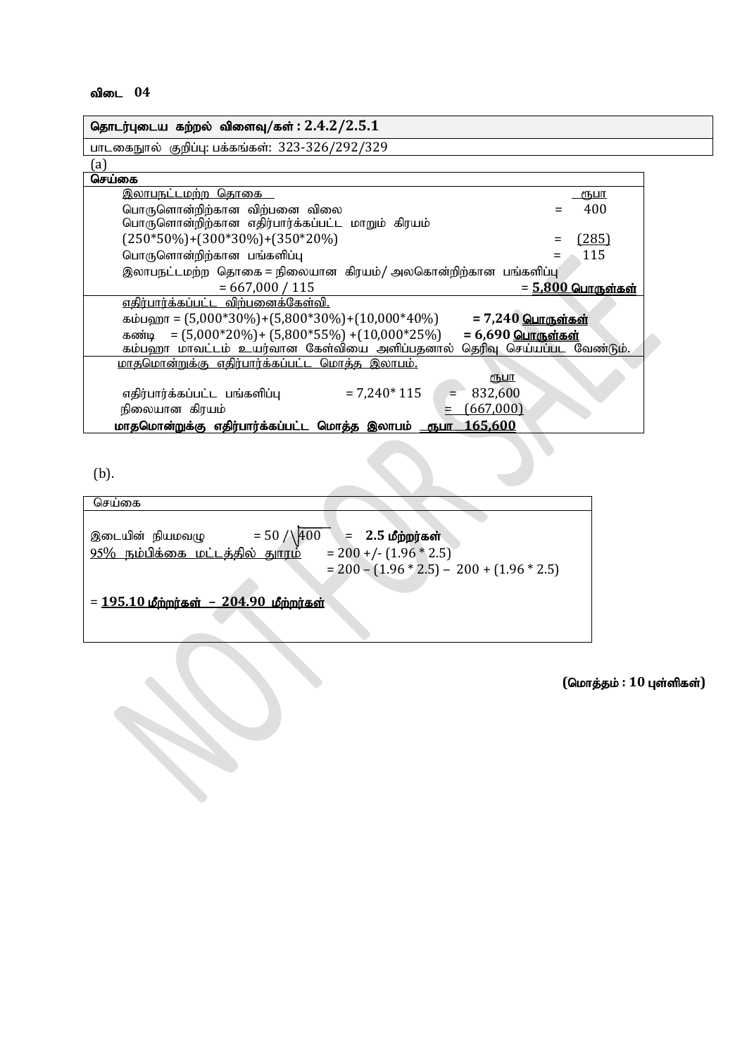**விடை 04**

| **தொடர்புடைய கற்றல் விளைவு/கள் : 2.4.2/2.5.1** |
|---|
| பாடகைநூல் குறிப்பு: பக்கங்கள்: 323-326/292/329 |

(a)

**செய்கை**

<u>இலாபநட்டமற்ற தொகை</u>

| | | <u>ரூபா</u> |
|---|---|---|
| பொருளொன்றிற்கான விற்பனை விலை | = | 400 |
| பொருளொன்றிற்கான எதிர்பார்க்கப்பட்ட மாறும் கிரயம் (250\*50%)+(300\*30%)+(350\*20%) | = | <u>(285)</u> |
| பொருளொன்றிற்கான பங்களிப்பு | = | 115 |

இலாபநட்டமற்ற தொகை = நிலையான கிரயம்/ அலகொன்றிற்கான பங்களிப்பு

= 667,000 / 115 = **<u>5,800 பொருள்கள்</u>**

<u>எதிர்பார்க்கப்பட்ட விற்பனைக்கேள்வி.</u>

கம்பஹா = (5,000\*30%)+(5,800\*30%)+(10,000\*40%) **= 7,240 <u>பொருள்கள்</u>**

கண்டி = (5,000\*20%)+ (5,800\*55%) +(10,000\*25%) **= 6,690 <u>பொருள்கள்</u>**

கம்பஹா மாவட்டம் உயர்வான கேள்வியை அளிப்பதனால் தெரிவு செய்யப்பட வேண்டும்.

<u>மாதமொன்றுக்கு எதிர்பார்க்கப்பட்ட மொத்த இலாபம்.</u>

| | | | <u>ரூபா</u> |
|---|---|---|---|
| எதிர்பார்க்கப்பட்ட பங்களிப்பு | = 7,240\* 115 | = | 832,600 |
| நிலையான கிரயம் | | = | <u>(667,000)</u> |
| **மாதமொன்றுக்கு எதிர்பார்க்கப்பட்ட மொத்த இலாபம்** | | <u>ரூபா</u> | **<u>165,600</u>** |

(b).

செய்கை

இடையின் நியமவழு $= 50 / \sqrt{400}$ = **2.5 மீற்றர்கள்**

<u>95% நம்பிக்கை மட்டத்தில் தூரம்</u> = 200 +/- (1.96 \* 2.5)

= 200 – (1.96 \* 2.5) – 200 + (1.96 \* 2.5)

= **<u>195.10 மீற்றர்கள் – 204.90 மீற்றர்கள்</u>**

**(மொத்தம் : 10 புள்ளிகள்)**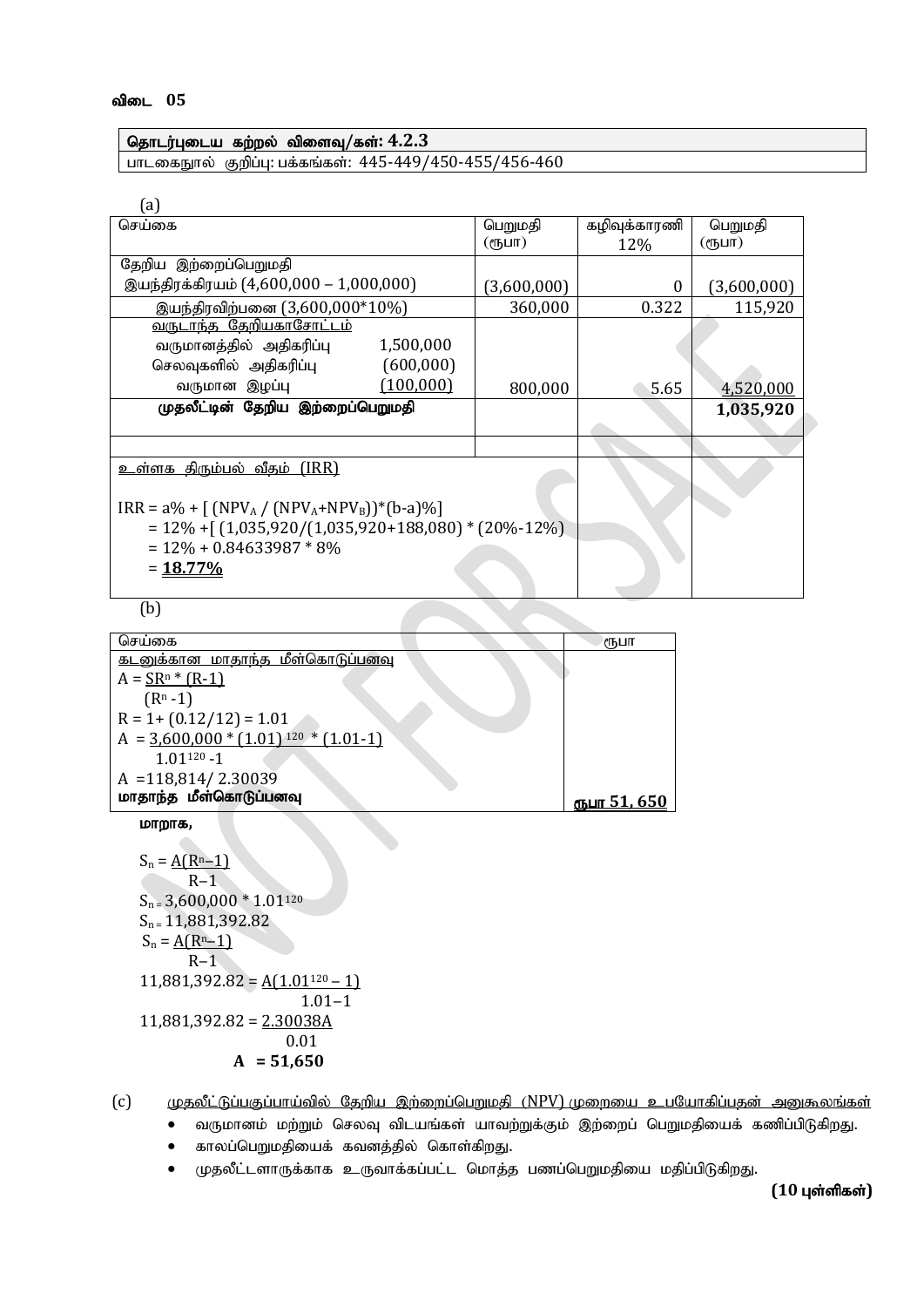**விடை 05**

| தொடர்புடைய கற்றல் விளைவு/கள்: 4.2.3 |
|---|
| பாடகைநூல் குறிப்பு: பக்கங்கள்: 445-449/450-455/456-460 |

(a)

| செய்கை | பெறுமதி (ரூபா) | கழிவுக்காரணி 12% | பெறுமதி (ரூபா) |
|---|---|---|---|
| தேறிய இற்றைப்பெறுமதி<br>இயந்திரக்கிரயம் (4,600,000 – 1,000,000) | (3,600,000) | 0 | (3,600,000) |
| இயந்திரவிற்பனை (3,600,000*10%) | 360,000 | 0.322 | 115,920 |
| வருடாந்த தேறியகாசோட்டம்<br>வருமானத்தில் அதிகரிப்பு 1,500,000<br>செலவுகளில் அதிகரிப்பு (600,000)<br>வருமான இழப்பு (100,000) | 800,000 | 5.65 | 4,520,000 |
| **முதலீட்டின் தேறிய இற்றைப்பெறுமதி** | | | **1,035,920** |
| | | | |
| உள்ளக திரும்பல் வீதம் (IRR)<br><br>$IRR = a\% + [ (NPV_A / (NPV_A+NPV_B))*(b-a)\%]$<br>$= 12\% +[ (1,035,920/(1,035,920+188,080) * (20\%-12\%)$<br>$= 12\% + 0.84633987 * 8\%$<br>= **18.77%** | | | |

(b)

| செய்கை | ரூபா |
|---|---|
| கடனுக்கான மாதாந்த மீள்கொடுப்பனவு<br>$A = \frac{SR^n * (R-1)}{(R^n -1)}$<br>$R = 1+ (0.12/12) = 1.01$<br>$A = \frac{3,600,000 * (1.01)^{120} * (1.01-1)}{1.01^{120} -1}$<br>$A = 118,814/ 2.30039$<br>**மாதாந்த மீள்கொடுப்பனவு** | **ரூபா 51, 650** |

**மாறாக,**

$$S_n = \frac{A(R^n-1)}{R-1}$$

$S_n = 3,600,000 * 1.01^{120}$

$S_n = 11,881,392.82$

$$S_n = \frac{A(R^n-1)}{R-1}$$

$$11,881,392.82 = \frac{A(1.01^{120} - 1)}{1.01-1}$$

$$11,881,392.82 = \frac{2.30038A}{0.01}$$

$$\mathbf{A = 51,650}$$

(c) முதலீட்டுப்பகுப்பாய்வில் தேறிய இற்றைப்பெறுமதி (NPV) முறையை உபயோகிப்பதன் அனுகூலங்கள்

- வருமானம் மற்றும் செலவு விடயங்கள் யாவற்றுக்கும் இற்றைப் பெறுமதியைக் கணிப்பிடுகிறது.
- காலப்பெறுமதியைக் கவனத்தில் கொள்கிறது.
- முதலீட்டாளருக்காக உருவாக்கப்பட்ட மொத்த பணப்பெறுமதியை மதிப்பிடுகிறது.

**(10 புள்ளிகள்)**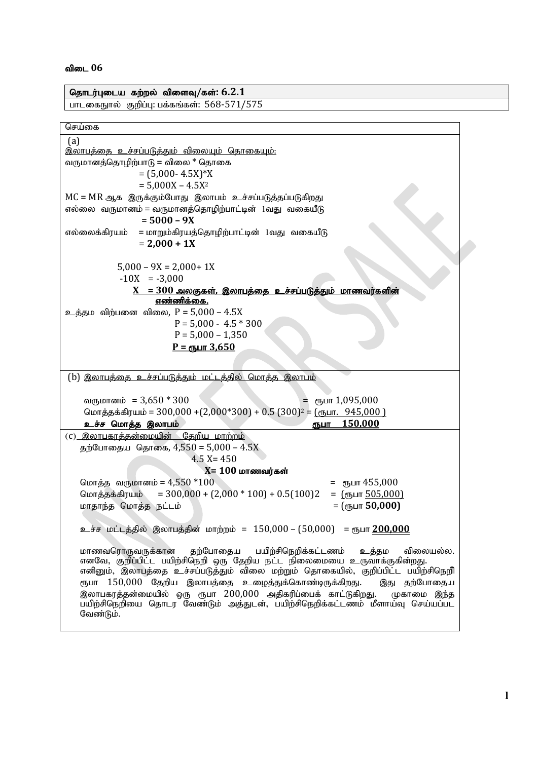**விடை 06**

| **தொடர்புடைய கற்றல் விளைவு/கள்: 6.2.1** |
|---|
| பாடகைநூல் குறிப்பு: பக்கங்கள்: 568-571/575 |

செய்கை

(a)

<u>இலாபத்தை உச்சப்படுத்தும் விலையும் தொகையும்:</u>

வருமானத்தொழிற்பாடு = விலை * தொகை

$= (5{,}000 - 4.5X)*X$

$= 5{,}000X - 4.5X^2$

MC = MR ஆக இருக்கும்போது இலாபம் உச்சப்படுத்தப்படுகிறது

எல்லை வருமானம் = வருமானத்தொழிற்பாட்டின் 1வது வகையீடு

$= \mathbf{5000 - 9X}$

எல்லைக்கிரயம் = மாறும்கிரயத்தொழிற்பாட்டின் 1வது வகையீடு

$= \mathbf{2{,}000 + 1X}$

$5{,}000 - 9X = 2{,}000 + 1X$

$-10X = -3{,}000$

**<u>X = 300 அலகுகள், இலாபத்தை உச்சப்படுத்தும் மாணவர்களின் எண்ணிக்கை.</u>**

உத்தம விற்பனை விலை, $P = 5{,}000 - 4.5X$

$P = 5{,}000 - 4.5 * 300$

$P = 5{,}000 - 1{,}350$

**<u>P = ரூபா 3,650</u>**

(b) <u>இலாபத்தை உச்சப்படுத்தும் மட்டத்தில் மொத்த இலாபம்</u>

வருமானம் = 3,650 * 300 = ரூபா 1,095,000

மொத்தக்கிரயம் = $300{,}000 + (2{,}000*300) + 0.5\,(300)^2$ = <u>(ரூபா. 945,000 )</u>

**<u>உச்ச மொத்த இலாபம்</u>** **<u>ரூபா 150,000</u>**

(c) <u>இலாபகரத்தன்மையின் தேறிய மாற்றம்</u>

தற்போதைய தொகை, $4{,}550 = 5{,}000 - 4.5X$

$4.5X = 450$

**X= 100 மாணவர்கள்**

மொத்த வருமானம் = 4,550 *100 = ரூபா 455,000

மொத்தக்கிரயம் = 300,000 + (2,000 * 100) + 0.5(100)2 = <u>(ரூபா 505,000)</u>

மாதாந்த மொத்த நட்டம் = (ரூபா **50,000)**

உச்ச மட்டத்தில் இலாபத்தின் மாற்றம் = 150,000 – (50,000) = ரூபா **<u>200,000</u>**

மாணவரொருவருக்கான தற்போதைய பயிற்சிநெறிக்கட்டணம் உத்தம விலையல்ல. எனவே, குறிப்பிட்ட பயிற்சிநெறி ஒரு தேறிய நட்ட நிலைமையை உருவாக்குகின்றது. எனினும், இலாபத்தை உச்சப்படுத்தும் விலை மற்றும் தொகையில், குறிப்பிட்ட பயிற்சிநெறி ரூபா 150,000 தேறிய இலாபத்தை உழைத்துக்கொண்டிருக்கிறது. இது தற்போதைய இலாபகரத்தன்மையில் ஒரு ரூபா 200,000 அதிகரிப்பைக் காட்டுகிறது. முகாமை இந்த பயிற்சிநெறியை தொடர வேண்டும் அத்துடன், பயிற்சிநெறிக்கட்டணம் மீளாய்வு செய்யப்பட வேண்டும்.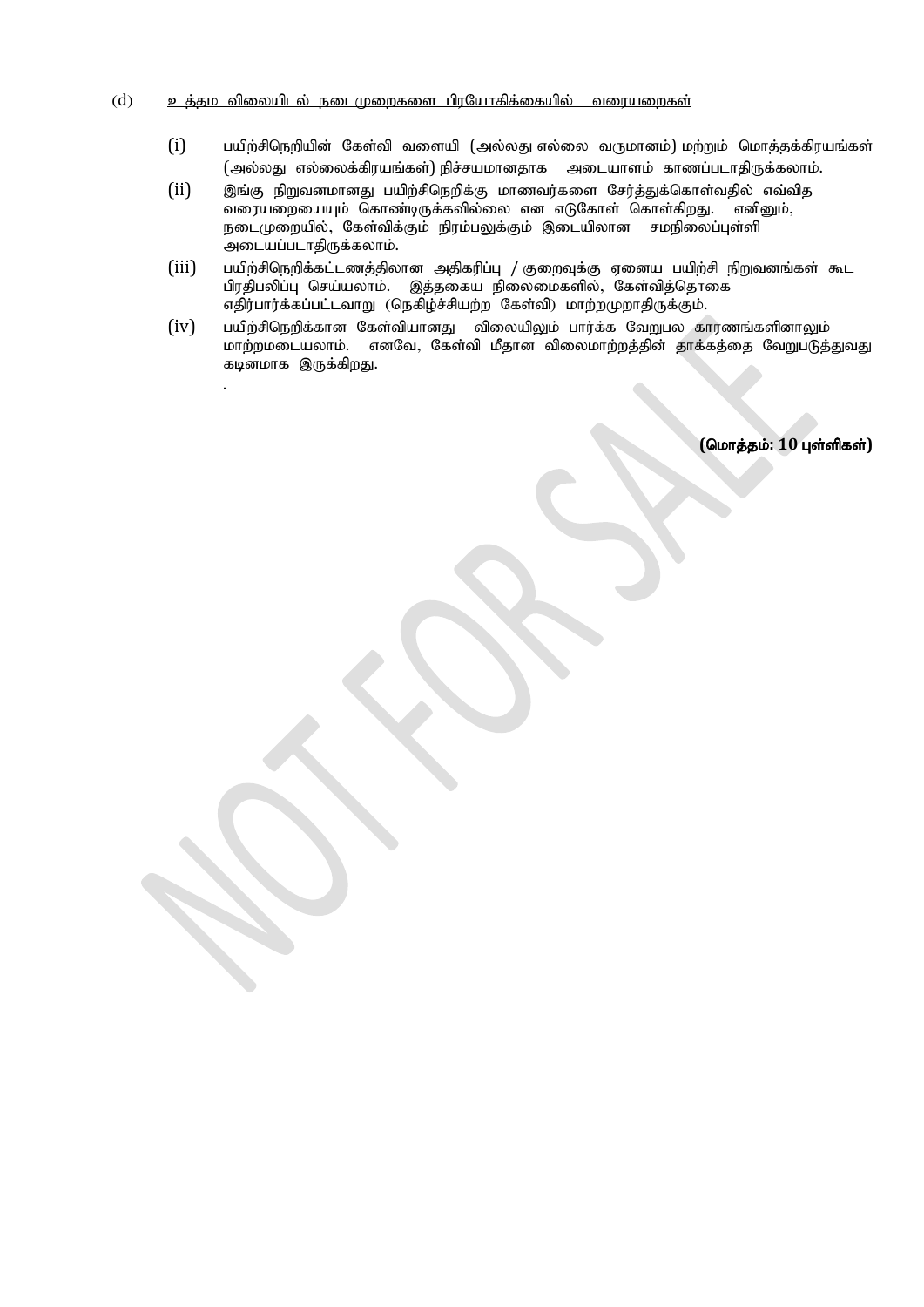(d) <u>உத்தம விலையிடல் நடைமுறைகளை பிரயோகிக்கையில் வரையறைகள்</u>

(i) பயிற்சிநெறியின் கேள்வி வளையி (அல்லது எல்லை வருமானம்) மற்றும் மொத்தக்கிரயங்கள் (அல்லது எல்லைக்கிரயங்கள்) நிச்சயமானதாக அடையாளம் காணப்படாதிருக்கலாம்.

(ii) இங்கு நிறுவனமானது பயிற்சிநெறிக்கு மாணவர்களை சேர்த்துக்கொள்வதில் எவ்வித வரையறையையும் கொண்டிருக்கவில்லை என எடுகோள் கொள்கிறது. எனினும், நடைமுறையில், கேள்விக்கும் நிரம்பலுக்கும் இடையிலான சமநிலைப்புள்ளி அடையப்படாதிருக்கலாம்.

(iii) பயிற்சிநெறிக்கட்டணத்திலான அதிகரிப்பு / குறைவுக்கு ஏனைய பயிற்சி நிறுவனங்கள் கூட பிரதிபலிப்பு செய்யலாம். இத்தகைய நிலைமைகளில், கேள்வித்தொகை எதிர்பார்க்கப்பட்டவாறு (நெகிழ்ச்சியற்ற கேள்வி) மாற்றமுறாதிருக்கும்.

(iv) பயிற்சிநெறிக்கான கேள்வியானது விலையிலும் பார்க்க வேறுபல காரணங்களினாலும் மாற்றமடையலாம். எனவே, கேள்வி மீதான விலைமாற்றத்தின் தாக்கத்தை வேறுபடுத்துவது கடினமாக இருக்கிறது.

.

**(மொத்தம்: 10 புள்ளிகள்)**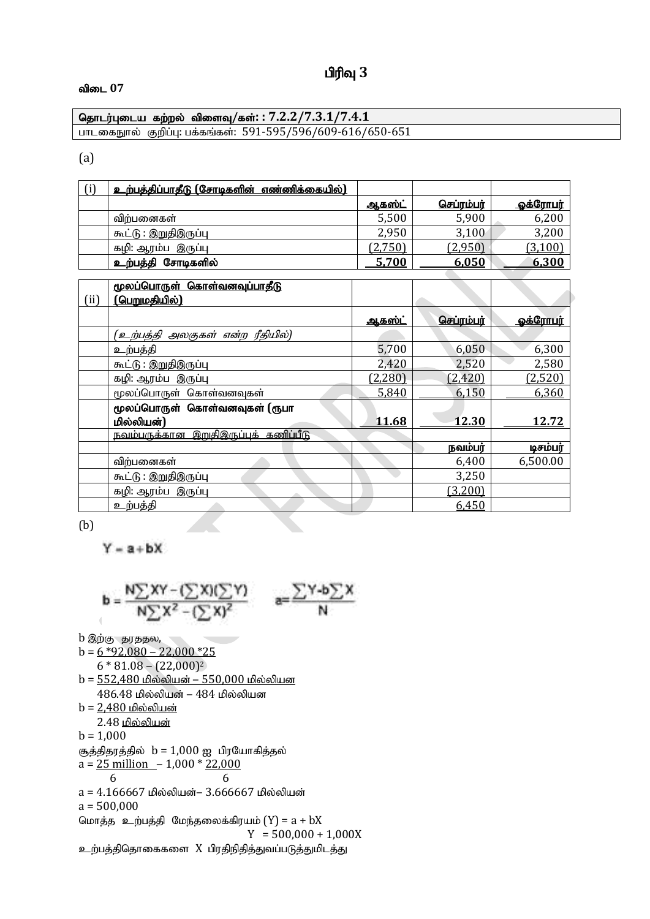## பிரிவு 3

**விடை 07**

| தொடர்புடைய கற்றல் விளைவு/கள்: : 7.2.2/7.3.1/7.4.1 |
|---|
| பாடகைநூல் குறிப்பு: பக்கங்கள்: 591-595/596/609-616/650-651 |

(a)

| (i) | **உற்பத்திப்பாதீடு (சோடிகளின் எண்ணிக்கையில்)** | | | |
|---|---|---|---|---|
| | | ஆகஸ்ட் | செப்ரம்பர் | ஓக்ரோபர் |
| | விற்பனைகள் | 5,500 | 5,900 | 6,200 |
| | கூட்டு : இறுதிஇருப்பு | 2,950 | 3,100 | 3,200 |
| | கழி: ஆரம்ப இருப்பு | (2,750) | (2,950) | (3,100) |
| | **உற்பத்தி சோடிகளில்** | **5,700** | **6,050** | **6,300** |

| (ii) | **மூலப்பொருள் கொள்வனவுப்பாதீடு (பெறுமதியில்)** | | | |
|---|---|---|---|---|
| | | ஆகஸ்ட் | செப்ரம்பர் | ஓக்ரோபர் |
| | *(உற்பத்தி அலகுகள் என்ற ரீதியில்)* | | | |
| | உற்பத்தி | 5,700 | 6,050 | 6,300 |
| | கூட்டு : இறுதிஇருப்பு | 2,420 | 2,520 | 2,580 |
| | கழி: ஆரம்ப இருப்பு | (2,280) | (2,420) | (2,520) |
| | மூலப்பொருள் கொள்வனவுகள் | 5,840 | 6,150 | 6,360 |
| | **மூலப்பொருள் கொள்வனவுகள் (ரூபா மில்லியன்)** | **11.68** | **12.30** | **12.72** |
| | நவம்பருக்கான இறுதிஇருப்புக் கணிப்பீடு | | | |
| | | | நவம்பர் | டிசம்பர் |
| | விற்பனைகள் | | 6,400 | 6,500.00 |
| | கூட்டு : இறுதிஇருப்பு | | 3,250 | |
| | கழி: ஆரம்ப இருப்பு | | (3,200) | |
| | உற்பத்தி | | 6,450 | |

(b)

$$Y = a + bX$$

$$b = \frac{N\sum XY - (\sum X)(\sum Y)}{N\sum X^2 - (\sum X)^2} \qquad a = \frac{\sum Y - b\sum X}{N}$$

b இற்கு தரததல,

$b = \frac{6 * 92,080 - 22,000 * 25}{6 * 81.08 - (22,000)^2}$

$b = \frac{552,480 \text{ மில்லியன்} - 550,000 \text{ மில்லியன}}{486.48 \text{ மில்லியன்} - 484 \text{ மில்லியன}}$

$b = \frac{2,480 \text{ மில்லியன்}}{2.48 \text{ மில்லியன்}}$

$b = 1,000$

சூத்திரத்தில் b = 1,000 ஐ பிரயோகித்தல்

$a = \frac{25 \text{ million}}{6} - 1,000 * \frac{22,000}{6}$

a = 4.166667 மில்லியன்– 3.666667 மில்லியன்

a = 500,000

மொத்த உற்பத்தி மேந்தலைக்கிரயம் (Y) = a + bX

Y = 500,000 + 1,000X

உற்பத்திதொகைகளை X பிரதிநிதித்துவப்படுத்துமிடத்து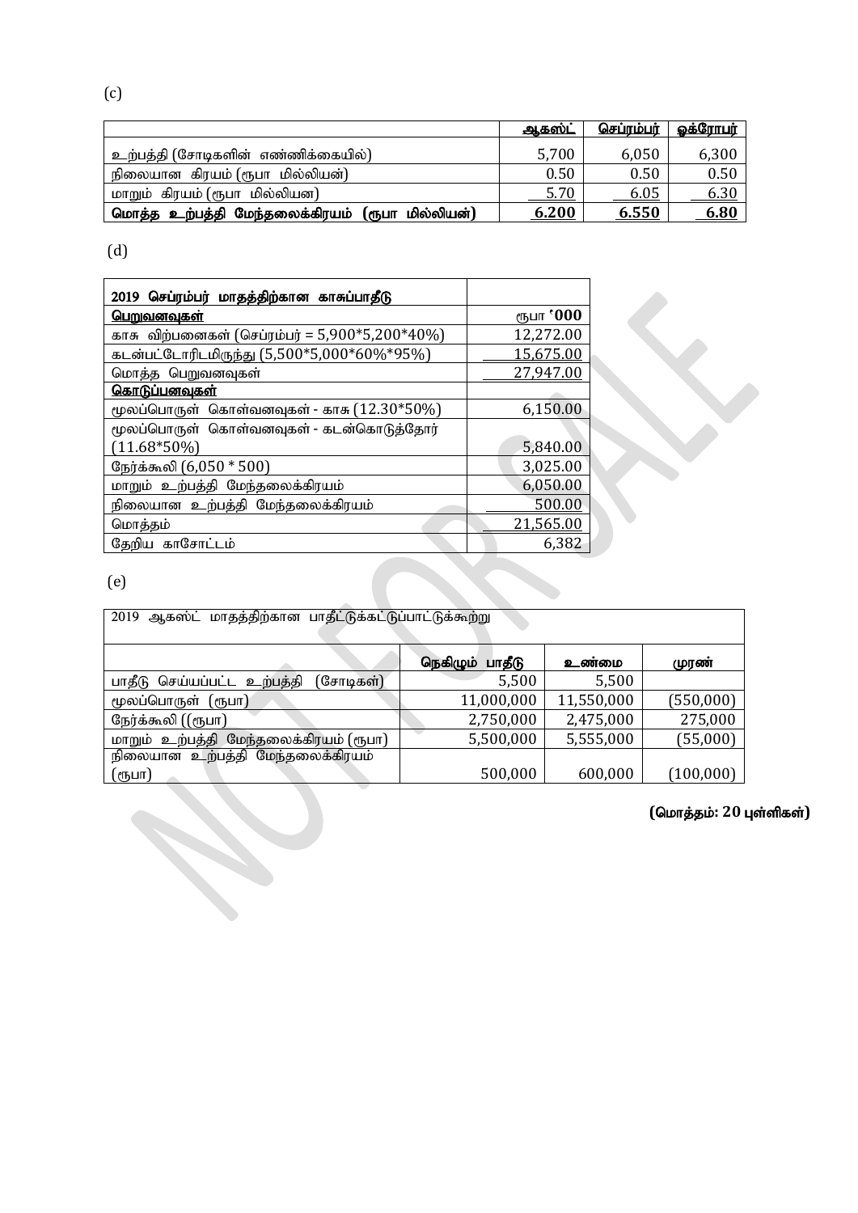(c)

| | ஆகஸ்ட் | செப்ரம்பர் | ஒக்ரோபர் |
|---|---|---|---|
| உற்பத்தி (சோடிகளின் எண்ணிக்கையில்) | 5,700 | 6,050 | 6,300 |
| நிலையான கிரயம் (ரூபா மில்லியன்) | 0.50 | 0.50 | 0.50 |
| மாறும் கிரயம் (ரூபா மில்லியன) | 5.70 | 6.05 | 6.30 |
| **மொத்த உற்பத்தி மேந்தலைக்கிரயம் (ரூபா மில்லியன்)** | **6.200** | **6.550** | **6.80** |

(d)

| 2019 செப்ரம்பர் மாதத்திற்கான காசுப்பாதீடு | |
|---|---|
| **பெறுவனவுகள்** | ரூபா '000 |
| காசு விற்பனைகள் (செப்ரம்பர் = 5,900*5,200*40%) | 12,272.00 |
| கடன்பட்டோரிடமிருந்து (5,500*5,000*60%*95%) | 15,675.00 |
| மொத்த பெறுவனவுகள் | 27,947.00 |
| **கொடுப்பனவுகள்** | |
| மூலப்பொருள் கொள்வனவுகள் - காசு (12.30*50%) | 6,150.00 |
| மூலப்பொருள் கொள்வனவுகள் - கடன்கொடுத்தோர் (11.68*50%) | 5,840.00 |
| நேரக்கூலி (6,050 * 500) | 3,025.00 |
| மாறும் உற்பத்தி மேந்தலைக்கிரயம் | 6,050.00 |
| நிலையான உற்பத்தி மேந்தலைக்கிரயம் | 500.00 |
| மொத்தம் | 21,565.00 |
| தேறிய காசோட்டம் | 6,382 |

(e)

| 2019 ஆகஸ்ட் மாதத்திற்கான பாதீட்டுக்கட்டுப்பாட்டுக்கூற்று | | | |
|---|---|---|---|
| | **நெகிழும் பாதீடு** | **உண்மை** | **முரண்** |
| பாதீடு செய்யப்பட்ட உற்பத்தி (சோடிகள்) | 5,500 | 5,500 | |
| மூலப்பொருள் (ரூபா) | 11,000,000 | 11,550,000 | (550,000) |
| நேரக்கூலி ((ரூபா) | 2,750,000 | 2,475,000 | 275,000 |
| மாறும் உற்பத்தி மேந்தலைக்கிரயம் (ரூபா) | 5,500,000 | 5,555,000 | (55,000) |
| நிலையான உற்பத்தி மேந்தலைக்கிரயம் (ரூபா) | 500,000 | 600,000 | (100,000) |

**(மொத்தம்: 20 புள்ளிகள்)**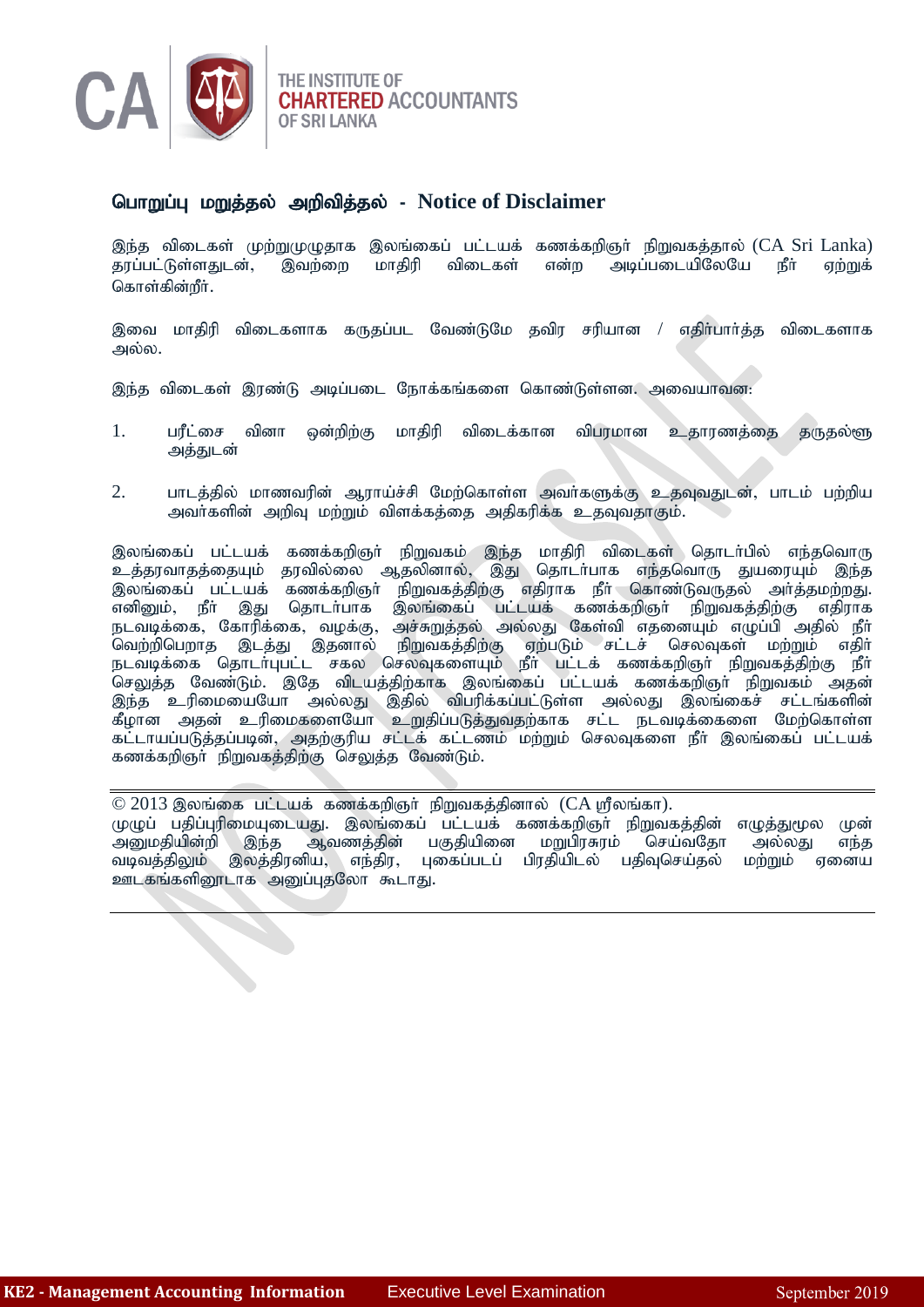## பொறுப்பு மறுத்தல் அறிவித்தல் - Notice of Disclaimer

இந்த விடைகள் முற்றுமுழுதாக இலங்கைப் பட்டயக் கணக்கறிஞர் நிறுவகத்தால் (CA Sri Lanka) தரப்பட்டுள்ளதுடன், இவற்றை மாதிரி விடைகள் என்ற அடிப்படையிலேயே நீர் ஏற்றுக் கொள்கின்றீர்.

இவை மாதிரி விடைகளாக கருதப்பட வேண்டுமே தவிர சரியான / எதிர்பார்த்த விடைகளாக அல்ல.

இந்த விடைகள் இரண்டு அடிப்படை நோக்கங்களை கொண்டுள்ளன. அவையாவன:

1. பரீட்சை வினா ஒன்றிற்கு மாதிரி விடைக்கான விபரமான உதாரணத்தை தருதல்ளு அத்துடன்

2. பாடத்தில் மாணவரின் ஆராய்ச்சி மேற்கொள்ள அவர்களுக்கு உதவுவதுடன், பாடம் பற்றிய அவர்களின் அறிவு மற்றும் விளக்கத்தை அதிகரிக்க உதவுவதாகும்.

இலங்கைப் பட்டயக் கணக்கறிஞர் நிறுவகம் இந்த மாதிரி விடைகள் தொடர்பில் எந்தவொரு உத்தரவாதத்தையும் தரவில்லை ஆதலினால், இது தொடர்பாக எந்தவொரு துயரையும் இந்த இலங்கைப் பட்டயக் கணக்கறிஞர் நிறுவகத்திற்கு எதிராக நீர் கொண்டுவருதல் அர்த்தமற்றது. எனினும், நீர் இது தொடர்பாக இலங்கைப் பட்டயக் கணக்கறிஞர் நிறுவகத்திற்கு எதிராக நடவடிக்கை, கோரிக்கை, வழக்கு, அச்சுறுத்தல் அல்லது கேள்வி எதனையும் எழுப்பி அதில் நீர் வெற்றிபெறாத இடத்து இதனால் நிறுவகத்திற்கு ஏற்படும் சட்டச் செலவுகள் மற்றும் எதிர் நடவடிக்கை தொடர்புபட்ட சகல செலவுகளையும் நீர் பட்டக் கணக்கறிஞர் நிறுவகத்திற்கு நீர் செலுத்த வேண்டும். இதே விடயத்திற்காக இலங்கைப் பட்டயக் கணக்கறிஞர் நிறுவகம் அதன் இந்த உரிமையையோ அல்லது இதில் விபரிக்கப்பட்டுள்ள அல்லது இலங்கைச் சட்டங்களின் கீழான அதன் உரிமைகளையோ உறுதிப்படுத்துவதற்காக சட்ட நடவடிக்கைகளை மேற்கொள்ள கட்டாயப்படுத்தப்படின், அதற்குரிய சட்டக் கட்டணம் மற்றும் செலவுகளை நீர் இலங்கைப் பட்டயக் கணக்கறிஞர் நிறுவகத்திற்கு செலுத்த வேண்டும்.

---

© 2013 இலங்கை பட்டயக் கணக்கறிஞர் நிறுவகத்தினால் (CA ஸ்ரீலங்கா).
முழுப் பதிப்புரிமையுடையது. இலங்கைப் பட்டயக் கணக்கறிஞர் நிறுவகத்தின் எழுத்துமூல முன் அனுமதியின்றி இந்த ஆவணத்தின் பகுதியினை மறுபிரசுரம் செய்வதோ அல்லது எந்த வடிவத்திலும் இலத்திரனிய, எந்திர, புகைப்படப் பிரதியிடல் பதிவுசெய்தல் மற்றும் ஏனைய ஊடகங்களினூடாக அனுப்புதலோ கூடாது.

---